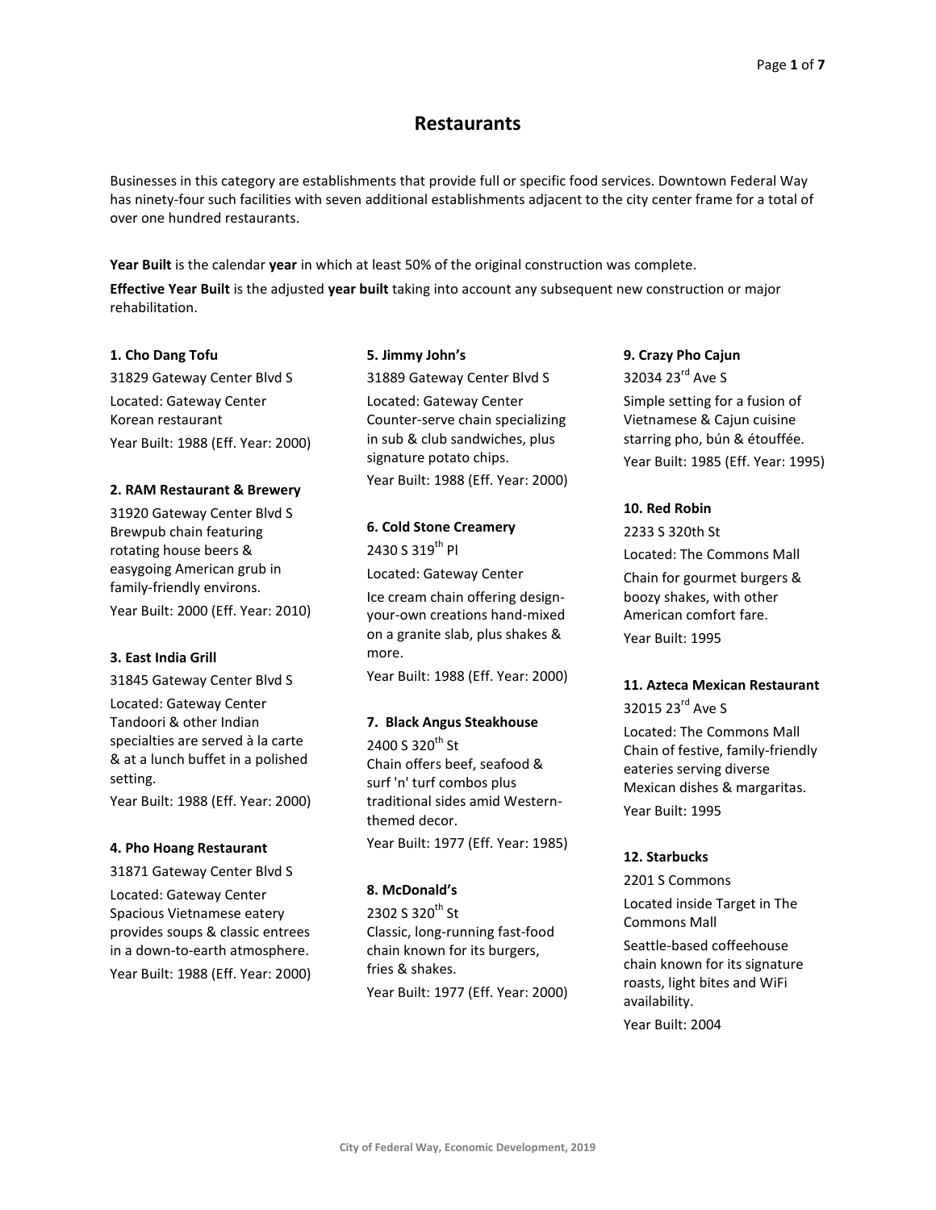# Restaurants

Businesses in this category are establishments that provide full or specific food services. Downtown Federal Way has ninety-four such facilities with seven additional establishments adjacent to the city center frame for a total of over one hundred restaurants.

**Year Built** is the calendar **year** in which at least 50% of the original construction was complete.

**Effective Year Built** is the adjusted **year built** taking into account any subsequent new construction or major rehabilitation.

**1. Cho Dang Tofu**

31829 Gateway Center Blvd S

Located: Gateway Center
Korean restaurant

Year Built: 1988 (Eff. Year: 2000)

**2. RAM Restaurant & Brewery**

31920 Gateway Center Blvd S
Brewpub chain featuring rotating house beers & easygoing American grub in family-friendly environs.

Year Built: 2000 (Eff. Year: 2010)

**3. East India Grill**

31845 Gateway Center Blvd S

Located: Gateway Center
Tandoori & other Indian specialties are served à la carte & at a lunch buffet in a polished setting.

Year Built: 1988 (Eff. Year: 2000)

**4. Pho Hoang Restaurant**

31871 Gateway Center Blvd S

Located: Gateway Center
Spacious Vietnamese eatery provides soups & classic entrees in a down-to-earth atmosphere.

Year Built: 1988 (Eff. Year: 2000)

**5. Jimmy John's**

31889 Gateway Center Blvd S

Located: Gateway Center
Counter-serve chain specializing in sub & club sandwiches, plus signature potato chips.

Year Built: 1988 (Eff. Year: 2000)

**6. Cold Stone Creamery**

2430 S 319th Pl

Located: Gateway Center

Ice cream chain offering design-your-own creations hand-mixed on a granite slab, plus shakes & more.

Year Built: 1988 (Eff. Year: 2000)

**7. Black Angus Steakhouse**

2400 S 320th St
Chain offers beef, seafood & surf 'n' turf combos plus traditional sides amid Western-themed decor.

Year Built: 1977 (Eff. Year: 1985)

**8. McDonald's**

2302 S 320th St
Classic, long-running fast-food chain known for its burgers, fries & shakes.

Year Built: 1977 (Eff. Year: 2000)

**9. Crazy Pho Cajun**

32034 23rd Ave S

Simple setting for a fusion of Vietnamese & Cajun cuisine starring pho, bún & étouffée.

Year Built: 1985 (Eff. Year: 1995)

**10. Red Robin**

2233 S 320th St

Located: The Commons Mall

Chain for gourmet burgers & boozy shakes, with other American comfort fare.

Year Built: 1995

**11. Azteca Mexican Restaurant**

32015 23rd Ave S

Located: The Commons Mall
Chain of festive, family-friendly eateries serving diverse Mexican dishes & margaritas.

Year Built: 1995

**12. Starbucks**

2201 S Commons

Located inside Target in The Commons Mall

Seattle-based coffeehouse chain known for its signature roasts, light bites and WiFi availability.

Year Built: 2004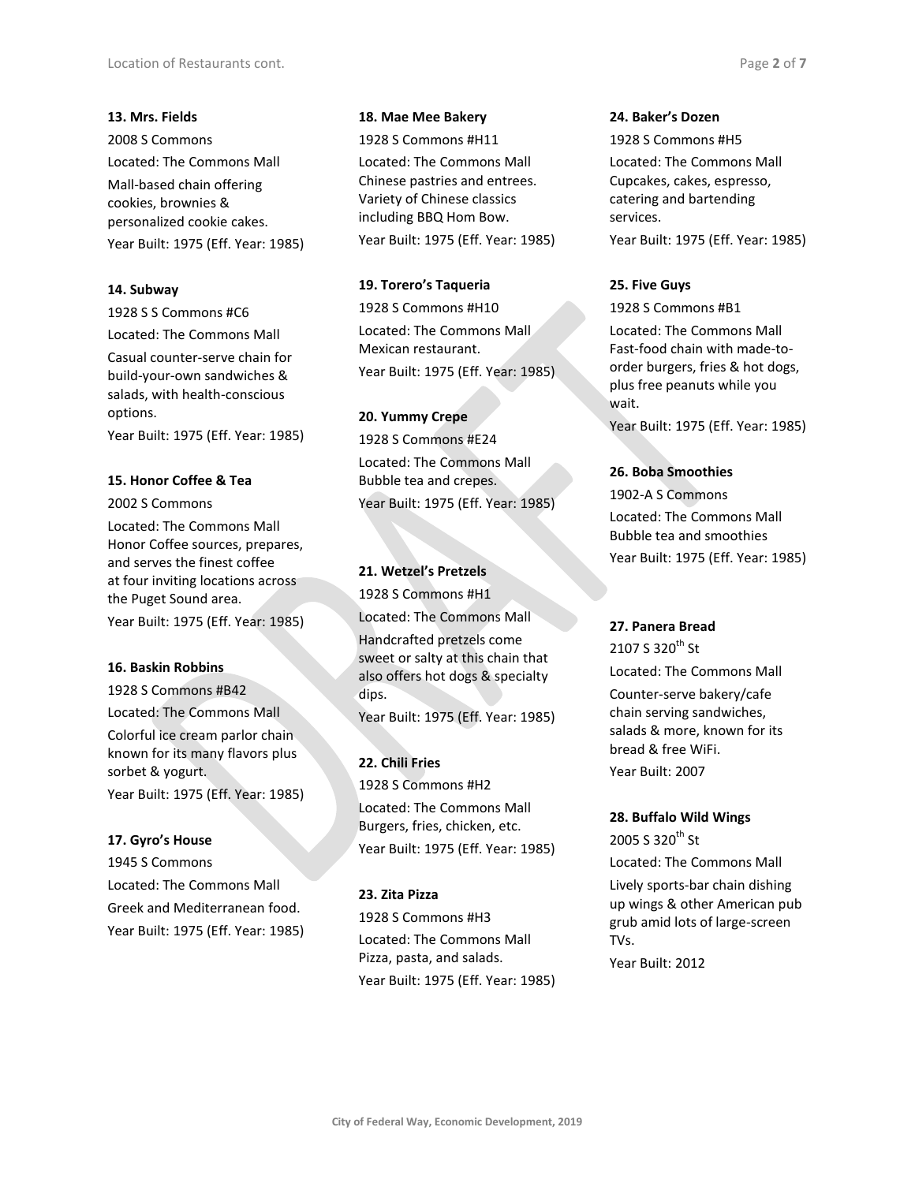**13. Mrs. Fields**

2008 S Commons

Located: The Commons Mall

Mall-based chain offering cookies, brownies & personalized cookie cakes.

Year Built: 1975 (Eff. Year: 1985)

**14. Subway**

1928 S S Commons #C6

Located: The Commons Mall

Casual counter-serve chain for build-your-own sandwiches & salads, with health-conscious options.

Year Built: 1975 (Eff. Year: 1985)

**15. Honor Coffee & Tea**

2002 S Commons

Located: The Commons Mall

Honor Coffee sources, prepares, and serves the finest coffee at four inviting locations across the Puget Sound area.

Year Built: 1975 (Eff. Year: 1985)

**16. Baskin Robbins**

1928 S Commons #B42

Located: The Commons Mall

Colorful ice cream parlor chain known for its many flavors plus sorbet & yogurt.

Year Built: 1975 (Eff. Year: 1985)

**17. Gyro's House**

1945 S Commons

Located: The Commons Mall

Greek and Mediterranean food.

Year Built: 1975 (Eff. Year: 1985)

**18. Mae Mee Bakery**

1928 S Commons #H11

Located: The Commons Mall

Chinese pastries and entrees. Variety of Chinese classics including BBQ Hom Bow.

Year Built: 1975 (Eff. Year: 1985)

**19. Torero's Taqueria**

1928 S Commons #H10

Located: The Commons Mall

Mexican restaurant.

Year Built: 1975 (Eff. Year: 1985)

**20. Yummy Crepe**

1928 S Commons #E24

Located: The Commons Mall

Bubble tea and crepes.

Year Built: 1975 (Eff. Year: 1985)

**21. Wetzel's Pretzels**

1928 S Commons #H1

Located: The Commons Mall

Handcrafted pretzels come sweet or salty at this chain that also offers hot dogs & specialty dips.

Year Built: 1975 (Eff. Year: 1985)

**22. Chili Fries**

1928 S Commons #H2

Located: The Commons Mall

Burgers, fries, chicken, etc.

Year Built: 1975 (Eff. Year: 1985)

**23. Zita Pizza**

1928 S Commons #H3

Located: The Commons Mall

Pizza, pasta, and salads.

Year Built: 1975 (Eff. Year: 1985)

**24. Baker's Dozen**

1928 S Commons #H5

Located: The Commons Mall

Cupcakes, cakes, espresso, catering and bartending services.

Year Built: 1975 (Eff. Year: 1985)

**25. Five Guys**

1928 S Commons #B1

Located: The Commons Mall

Fast-food chain with made-to-order burgers, fries & hot dogs, plus free peanuts while you wait.

Year Built: 1975 (Eff. Year: 1985)

**26. Boba Smoothies**

1902-A S Commons

Located: The Commons Mall

Bubble tea and smoothies

Year Built: 1975 (Eff. Year: 1985)

**27. Panera Bread**

2107 S 320th St

Located: The Commons Mall

Counter-serve bakery/cafe chain serving sandwiches, salads & more, known for its bread & free WiFi.

Year Built: 2007

**28. Buffalo Wild Wings**

2005 S 320th St

Located: The Commons Mall

Lively sports-bar chain dishing up wings & other American pub grub amid lots of large-screen TVs.

Year Built: 2012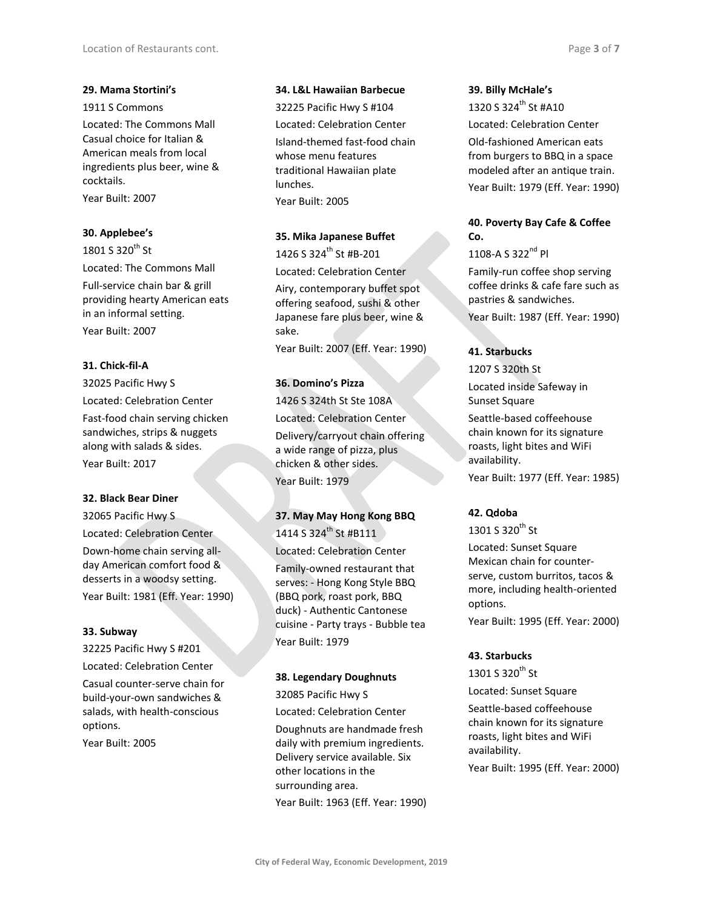**29. Mama Stortini's**

1911 S Commons

Located: The Commons Mall

Casual choice for Italian & American meals from local ingredients plus beer, wine & cocktails.

Year Built: 2007

**30. Applebee's**

1801 S 320th St

Located: The Commons Mall

Full-service chain bar & grill providing hearty American eats in an informal setting.

Year Built: 2007

**31. Chick-fil-A**

32025 Pacific Hwy S

Located: Celebration Center

Fast-food chain serving chicken sandwiches, strips & nuggets along with salads & sides.

Year Built: 2017

**32. Black Bear Diner**

32065 Pacific Hwy S

Located: Celebration Center

Down-home chain serving all-day American comfort food & desserts in a woodsy setting.

Year Built: 1981 (Eff. Year: 1990)

**33. Subway**

32225 Pacific Hwy S #201

Located: Celebration Center

Casual counter-serve chain for build-your-own sandwiches & salads, with health-conscious options.

Year Built: 2005

**34. L&L Hawaiian Barbecue**

32225 Pacific Hwy S #104

Located: Celebration Center

Island-themed fast-food chain whose menu features traditional Hawaiian plate lunches.

Year Built: 2005

**35. Mika Japanese Buffet**

1426 S 324th St #B-201

Located: Celebration Center

Airy, contemporary buffet spot offering seafood, sushi & other Japanese fare plus beer, wine & sake.

Year Built: 2007 (Eff. Year: 1990)

**36. Domino's Pizza**

1426 S 324th St Ste 108A

Located: Celebration Center

Delivery/carryout chain offering a wide range of pizza, plus chicken & other sides.

Year Built: 1979

**37. May May Hong Kong BBQ**

1414 S 324th St #B111

Located: Celebration Center

Family-owned restaurant that serves: - Hong Kong Style BBQ (BBQ pork, roast pork, BBQ duck) - Authentic Cantonese cuisine - Party trays - Bubble tea

Year Built: 1979

**38. Legendary Doughnuts**

32085 Pacific Hwy S

Located: Celebration Center

Doughnuts are handmade fresh daily with premium ingredients. Delivery service available. Six other locations in the surrounding area.

Year Built: 1963 (Eff. Year: 1990)

**39. Billy McHale's**

1320 S 324th St #A10

Located: Celebration Center

Old-fashioned American eats from burgers to BBQ in a space modeled after an antique train.

Year Built: 1979 (Eff. Year: 1990)

**40. Poverty Bay Cafe & Coffee Co.**

1108-A S 322nd Pl

Family-run coffee shop serving coffee drinks & cafe fare such as pastries & sandwiches.

Year Built: 1987 (Eff. Year: 1990)

**41. Starbucks**

1207 S 320th St

Located inside Safeway in Sunset Square

Seattle-based coffeehouse chain known for its signature roasts, light bites and WiFi availability.

Year Built: 1977 (Eff. Year: 1985)

**42. Qdoba**

1301 S 320th St

Located: Sunset Square

Mexican chain for counter-serve, custom burritos, tacos & more, including health-oriented options.

Year Built: 1995 (Eff. Year: 2000)

**43. Starbucks**

1301 S 320th St

Located: Sunset Square

Seattle-based coffeehouse chain known for its signature roasts, light bites and WiFi availability.

Year Built: 1995 (Eff. Year: 2000)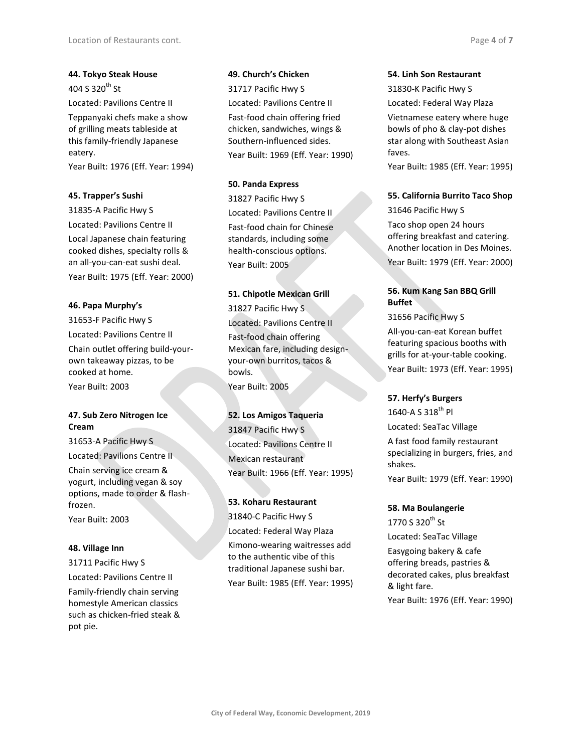**44. Tokyo Steak House**

404 S 320th St

Located: Pavilions Centre II

Teppanyaki chefs make a show of grilling meats tableside at this family-friendly Japanese eatery.

Year Built: 1976 (Eff. Year: 1994)

**45. Trapper's Sushi**

31835-A Pacific Hwy S

Located: Pavilions Centre II

Local Japanese chain featuring cooked dishes, specialty rolls & an all-you-can-eat sushi deal.

Year Built: 1975 (Eff. Year: 2000)

**46. Papa Murphy's**

31653-F Pacific Hwy S

Located: Pavilions Centre II

Chain outlet offering build-your-own takeaway pizzas, to be cooked at home.

Year Built: 2003

**47. Sub Zero Nitrogen Ice Cream**

31653-A Pacific Hwy S

Located: Pavilions Centre II

Chain serving ice cream & yogurt, including vegan & soy options, made to order & flash-frozen.

Year Built: 2003

**48. Village Inn**

31711 Pacific Hwy S

Located: Pavilions Centre II

Family-friendly chain serving homestyle American classics such as chicken-fried steak & pot pie.

**49. Church's Chicken**

31717 Pacific Hwy S

Located: Pavilions Centre II

Fast-food chain offering fried chicken, sandwiches, wings & Southern-influenced sides.

Year Built: 1969 (Eff. Year: 1990)

**50. Panda Express**

31827 Pacific Hwy S

Located: Pavilions Centre II

Fast-food chain for Chinese standards, including some health-conscious options.

Year Built: 2005

**51. Chipotle Mexican Grill**

31827 Pacific Hwy S

Located: Pavilions Centre II

Fast-food chain offering Mexican fare, including design-your-own burritos, tacos & bowls.

Year Built: 2005

**52. Los Amigos Taqueria**

31847 Pacific Hwy S

Located: Pavilions Centre II

Mexican restaurant

Year Built: 1966 (Eff. Year: 1995)

**53. Koharu Restaurant**

31840-C Pacific Hwy S

Located: Federal Way Plaza

Kimono-wearing waitresses add to the authentic vibe of this traditional Japanese sushi bar.

Year Built: 1985 (Eff. Year: 1995)

**54. Linh Son Restaurant**

31830-K Pacific Hwy S

Located: Federal Way Plaza

Vietnamese eatery where huge bowls of pho & clay-pot dishes star along with Southeast Asian faves.

Year Built: 1985 (Eff. Year: 1995)

**55. California Burrito Taco Shop**

31646 Pacific Hwy S

Taco shop open 24 hours offering breakfast and catering. Another location in Des Moines.

Year Built: 1979 (Eff. Year: 2000)

**56. Kum Kang San BBQ Grill Buffet**

31656 Pacific Hwy S

All-you-can-eat Korean buffet featuring spacious booths with grills for at-your-table cooking.

Year Built: 1973 (Eff. Year: 1995)

**57. Herfy's Burgers**

1640-A S 318th Pl

Located: SeaTac Village

A fast food family restaurant specializing in burgers, fries, and shakes.

Year Built: 1979 (Eff. Year: 1990)

**58. Ma Boulangerie**

1770 S 320th St

Located: SeaTac Village

Easygoing bakery & cafe offering breads, pastries & decorated cakes, plus breakfast & light fare.

Year Built: 1976 (Eff. Year: 1990)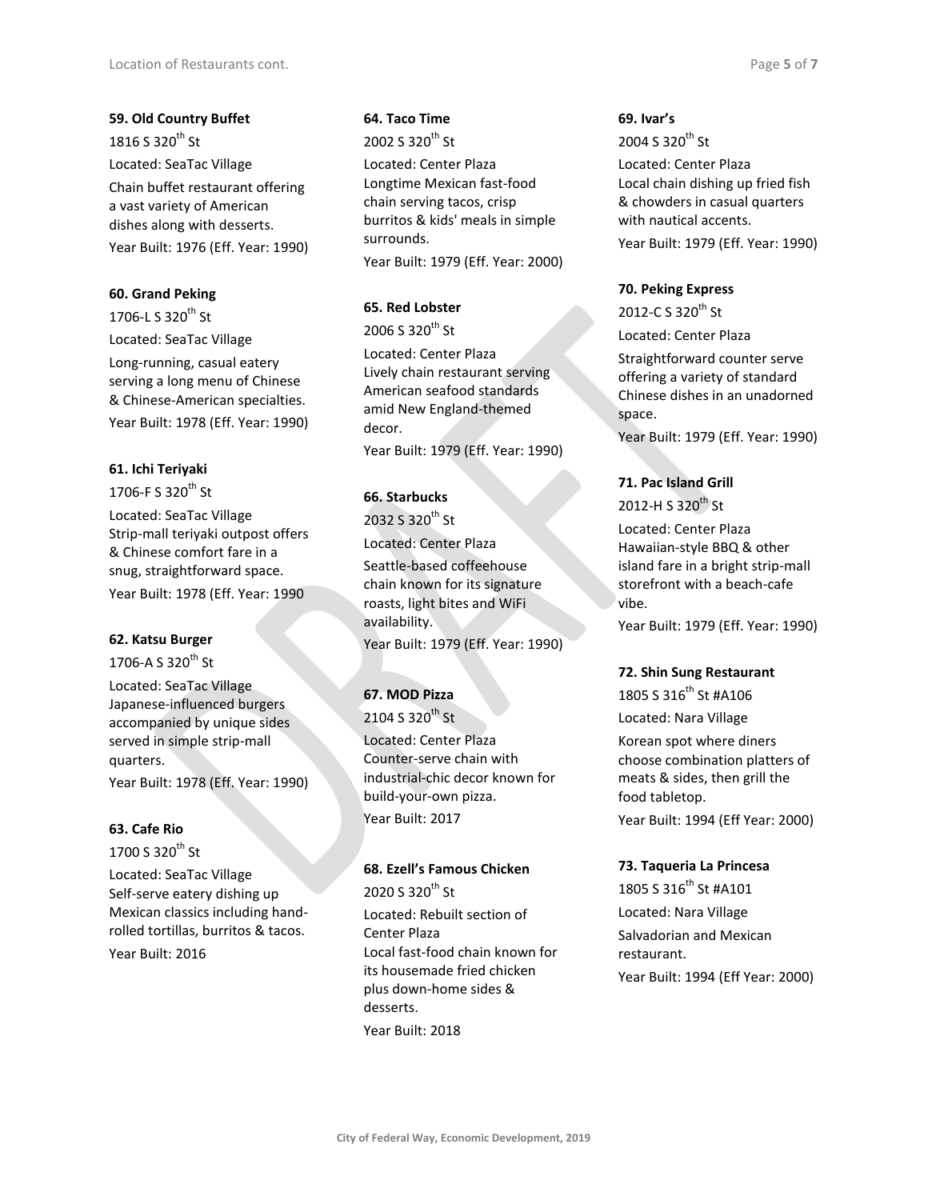**59. Old Country Buffet**

1816 S 320th St

Located: SeaTac Village

Chain buffet restaurant offering a vast variety of American dishes along with desserts.

Year Built: 1976 (Eff. Year: 1990)

**60. Grand Peking**

1706-L S 320th St

Located: SeaTac Village

Long-running, casual eatery serving a long menu of Chinese & Chinese-American specialties.

Year Built: 1978 (Eff. Year: 1990)

**61. Ichi Teriyaki**

1706-F S 320th St

Located: SeaTac Village

Strip-mall teriyaki outpost offers & Chinese comfort fare in a snug, straightforward space.

Year Built: 1978 (Eff. Year: 1990

**62. Katsu Burger**

1706-A S 320th St

Located: SeaTac Village

Japanese-influenced burgers accompanied by unique sides served in simple strip-mall quarters.

Year Built: 1978 (Eff. Year: 1990)

**63. Cafe Rio**

1700 S 320th St

Located: SeaTac Village

Self-serve eatery dishing up Mexican classics including hand-rolled tortillas, burritos & tacos.

Year Built: 2016

**64. Taco Time**

2002 S 320th St

Located: Center Plaza

Longtime Mexican fast-food chain serving tacos, crisp burritos & kids' meals in simple surrounds.

Year Built: 1979 (Eff. Year: 2000)

**65. Red Lobster**

2006 S 320th St

Located: Center Plaza

Lively chain restaurant serving American seafood standards amid New England-themed decor.

Year Built: 1979 (Eff. Year: 1990)

**66. Starbucks**

2032 S 320th St

Located: Center Plaza

Seattle-based coffeehouse chain known for its signature roasts, light bites and WiFi availability.

Year Built: 1979 (Eff. Year: 1990)

**67. MOD Pizza**

2104 S 320th St

Located: Center Plaza

Counter-serve chain with industrial-chic decor known for build-your-own pizza.

Year Built: 2017

**68. Ezell's Famous Chicken**

2020 S 320th St

Located: Rebuilt section of Center Plaza

Local fast-food chain known for its housemade fried chicken plus down-home sides & desserts.

Year Built: 2018

**69. Ivar's**

2004 S 320th St

Located: Center Plaza

Local chain dishing up fried fish & chowders in casual quarters with nautical accents.

Year Built: 1979 (Eff. Year: 1990)

**70. Peking Express**

2012-C S 320th St

Located: Center Plaza

Straightforward counter serve offering a variety of standard Chinese dishes in an unadorned space.

Year Built: 1979 (Eff. Year: 1990)

**71. Pac Island Grill**

2012-H S 320th St

Located: Center Plaza

Hawaiian-style BBQ & other island fare in a bright strip-mall storefront with a beach-cafe vibe.

Year Built: 1979 (Eff. Year: 1990)

**72. Shin Sung Restaurant**

1805 S 316th St #A106

Located: Nara Village

Korean spot where diners choose combination platters of meats & sides, then grill the food tabletop.

Year Built: 1994 (Eff Year: 2000)

**73. Taqueria La Princesa**

1805 S 316th St #A101

Located: Nara Village

Salvadorian and Mexican restaurant.

Year Built: 1994 (Eff Year: 2000)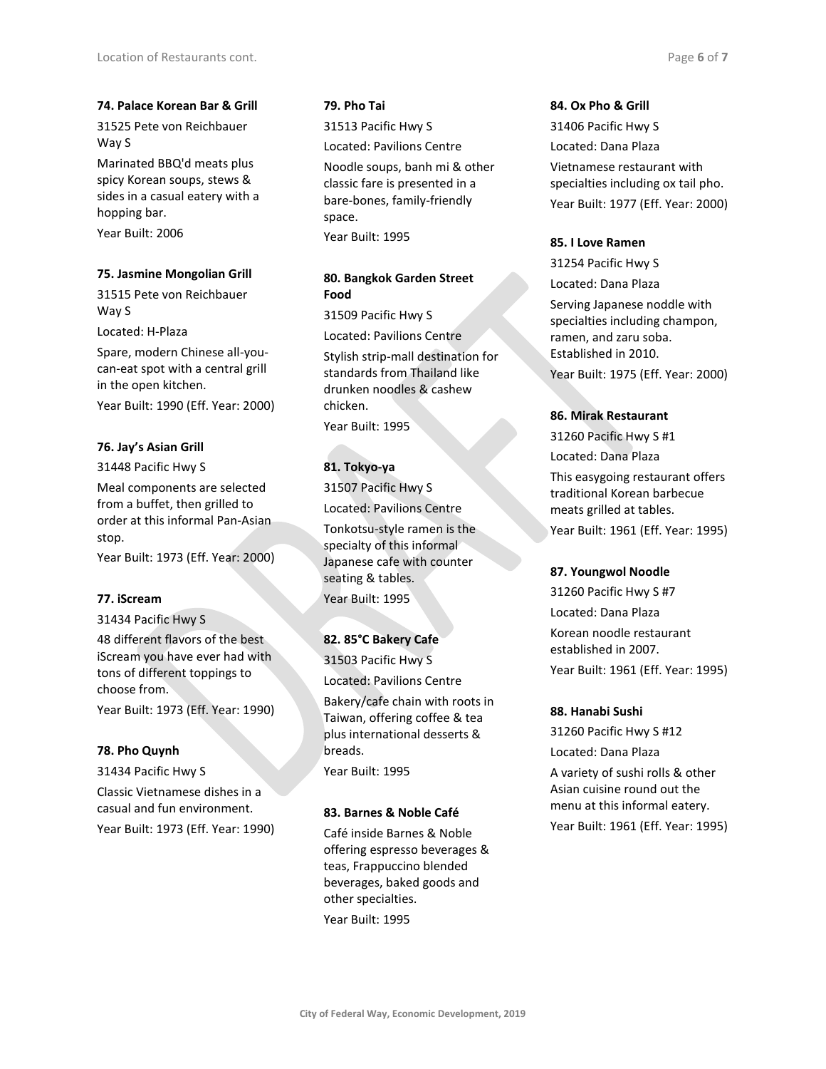**74. Palace Korean Bar & Grill**

31525 Pete von Reichbauer Way S

Marinated BBQ'd meats plus spicy Korean soups, stews & sides in a casual eatery with a hopping bar.

Year Built: 2006

**75. Jasmine Mongolian Grill**

31515 Pete von Reichbauer Way S

Located: H-Plaza

Spare, modern Chinese all-you-can-eat spot with a central grill in the open kitchen.

Year Built: 1990 (Eff. Year: 2000)

**76. Jay's Asian Grill**

31448 Pacific Hwy S

Meal components are selected from a buffet, then grilled to order at this informal Pan-Asian stop.

Year Built: 1973 (Eff. Year: 2000)

**77. iScream**

31434 Pacific Hwy S

48 different flavors of the best iScream you have ever had with tons of different toppings to choose from.

Year Built: 1973 (Eff. Year: 1990)

**78. Pho Quynh**

31434 Pacific Hwy S

Classic Vietnamese dishes in a casual and fun environment.

Year Built: 1973 (Eff. Year: 1990)

**79. Pho Tai**

31513 Pacific Hwy S

Located: Pavilions Centre

Noodle soups, banh mi & other classic fare is presented in a bare-bones, family-friendly space.

Year Built: 1995

**80. Bangkok Garden Street Food**

31509 Pacific Hwy S

Located: Pavilions Centre

Stylish strip-mall destination for standards from Thailand like drunken noodles & cashew chicken.

Year Built: 1995

**81. Tokyo-ya**

31507 Pacific Hwy S

Located: Pavilions Centre

Tonkotsu-style ramen is the specialty of this informal Japanese cafe with counter seating & tables.

Year Built: 1995

**82. 85°C Bakery Cafe**

31503 Pacific Hwy S

Located: Pavilions Centre

Bakery/cafe chain with roots in Taiwan, offering coffee & tea plus international desserts & breads.

Year Built: 1995

**83. Barnes & Noble Café**

Café inside Barnes & Noble offering espresso beverages & teas, Frappuccino blended beverages, baked goods and other specialties.

Year Built: 1995

**84. Ox Pho & Grill**

31406 Pacific Hwy S

Located: Dana Plaza

Vietnamese restaurant with specialties including ox tail pho.

Year Built: 1977 (Eff. Year: 2000)

**85. I Love Ramen**

31254 Pacific Hwy S

Located: Dana Plaza

Serving Japanese noddle with specialties including champon, ramen, and zaru soba. Established in 2010.

Year Built: 1975 (Eff. Year: 2000)

**86. Mirak Restaurant**

31260 Pacific Hwy S #1

Located: Dana Plaza

This easygoing restaurant offers traditional Korean barbecue meats grilled at tables.

Year Built: 1961 (Eff. Year: 1995)

**87. Youngwol Noodle**

31260 Pacific Hwy S #7

Located: Dana Plaza

Korean noodle restaurant established in 2007.

Year Built: 1961 (Eff. Year: 1995)

**88. Hanabi Sushi**

31260 Pacific Hwy S #12

Located: Dana Plaza

A variety of sushi rolls & other Asian cuisine round out the menu at this informal eatery.

Year Built: 1961 (Eff. Year: 1995)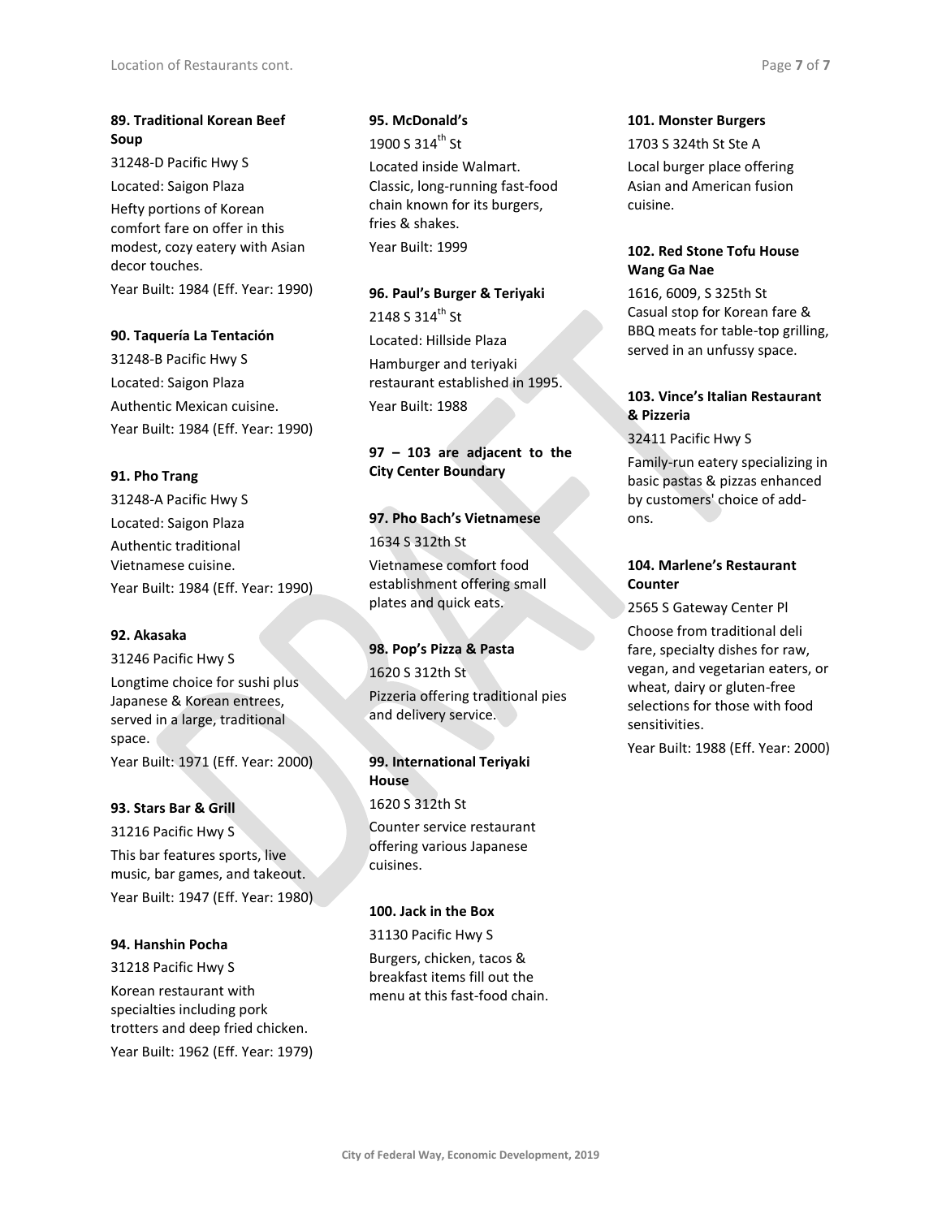### 89. Traditional Korean Beef Soup

31248-D Pacific Hwy S

Located: Saigon Plaza

Hefty portions of Korean comfort fare on offer in this modest, cozy eatery with Asian decor touches.

Year Built: 1984 (Eff. Year: 1990)

### 90. Taquería La Tentación

31248-B Pacific Hwy S

Located: Saigon Plaza

Authentic Mexican cuisine.

Year Built: 1984 (Eff. Year: 1990)

### 91. Pho Trang

31248-A Pacific Hwy S

Located: Saigon Plaza

Authentic traditional Vietnamese cuisine.

Year Built: 1984 (Eff. Year: 1990)

### 92. Akasaka

31246 Pacific Hwy S

Longtime choice for sushi plus Japanese & Korean entrees, served in a large, traditional space.

Year Built: 1971 (Eff. Year: 2000)

### 93. Stars Bar & Grill

31216 Pacific Hwy S

This bar features sports, live music, bar games, and takeout.

Year Built: 1947 (Eff. Year: 1980)

### 94. Hanshin Pocha

31218 Pacific Hwy S

Korean restaurant with specialties including pork trotters and deep fried chicken.

Year Built: 1962 (Eff. Year: 1979)

### 95. McDonald's

1900 S 314th St

Located inside Walmart. Classic, long-running fast-food chain known for its burgers, fries & shakes.

Year Built: 1999

### 96. Paul's Burger & Teriyaki

2148 S 314th St

Located: Hillside Plaza

Hamburger and teriyaki restaurant established in 1995.

Year Built: 1988

**97 – 103 are adjacent to the City Center Boundary**

### 97. Pho Bach's Vietnamese

1634 S 312th St

Vietnamese comfort food establishment offering small plates and quick eats.

### 98. Pop's Pizza & Pasta

1620 S 312th St

Pizzeria offering traditional pies and delivery service.

### 99. International Teriyaki House

1620 S 312th St

Counter service restaurant offering various Japanese cuisines.

### 100. Jack in the Box

31130 Pacific Hwy S

Burgers, chicken, tacos & breakfast items fill out the menu at this fast-food chain.

### 101. Monster Burgers

1703 S 324th St Ste A

Local burger place offering Asian and American fusion cuisine.

### 102. Red Stone Tofu House Wang Ga Nae

1616, 6009, S 325th St

Casual stop for Korean fare & BBQ meats for table-top grilling, served in an unfussy space.

### 103. Vince's Italian Restaurant & Pizzeria

32411 Pacific Hwy S

Family-run eatery specializing in basic pastas & pizzas enhanced by customers' choice of add-ons.

### 104. Marlene's Restaurant Counter

2565 S Gateway Center Pl

Choose from traditional deli fare, specialty dishes for raw, vegan, and vegetarian eaters, or wheat, dairy or gluten-free selections for those with food sensitivities.

Year Built: 1988 (Eff. Year: 2000)